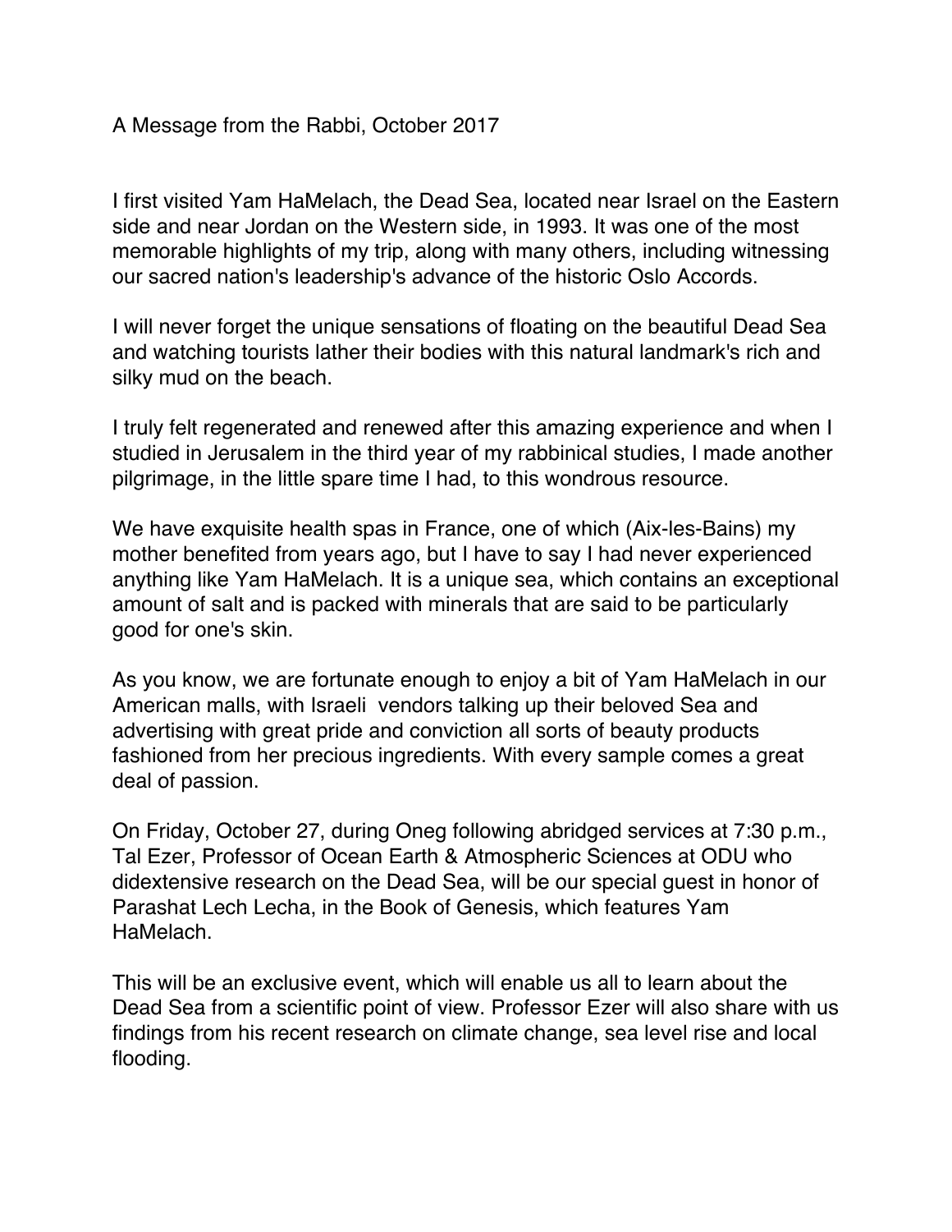A Message from the Rabbi, October 2017

I first visited Yam HaMelach, the Dead Sea, located near Israel on the Eastern side and near Jordan on the Western side, in 1993. It was one of the most memorable highlights of my trip, along with many others, including witnessing our sacred nation's leadership's advance of the historic Oslo Accords.

I will never forget the unique sensations of floating on the beautiful Dead Sea and watching tourists lather their bodies with this natural landmark's rich and silky mud on the beach.

I truly felt regenerated and renewed after this amazing experience and when I studied in Jerusalem in the third year of my rabbinical studies, I made another pilgrimage, in the little spare time I had, to this wondrous resource.

We have exquisite health spas in France, one of which (Aix-les-Bains) my mother benefited from years ago, but I have to say I had never experienced anything like Yam HaMelach. It is a unique sea, which contains an exceptional amount of salt and is packed with minerals that are said to be particularly good for one's skin.

As you know, we are fortunate enough to enjoy a bit of Yam HaMelach in our American malls, with Israeli vendors talking up their beloved Sea and advertising with great pride and conviction all sorts of beauty products fashioned from her precious ingredients. With every sample comes a great deal of passion.

On Friday, October 27, during Oneg following abridged services at 7:30 p.m., Tal Ezer, Professor of Ocean Earth & Atmospheric Sciences at ODU who didextensive research on the Dead Sea, will be our special guest in honor of Parashat Lech Lecha, in the Book of Genesis, which features Yam HaMelach.

This will be an exclusive event, which will enable us all to learn about the Dead Sea from a scientific point of view. Professor Ezer will also share with us findings from his recent research on climate change, sea level rise and local flooding.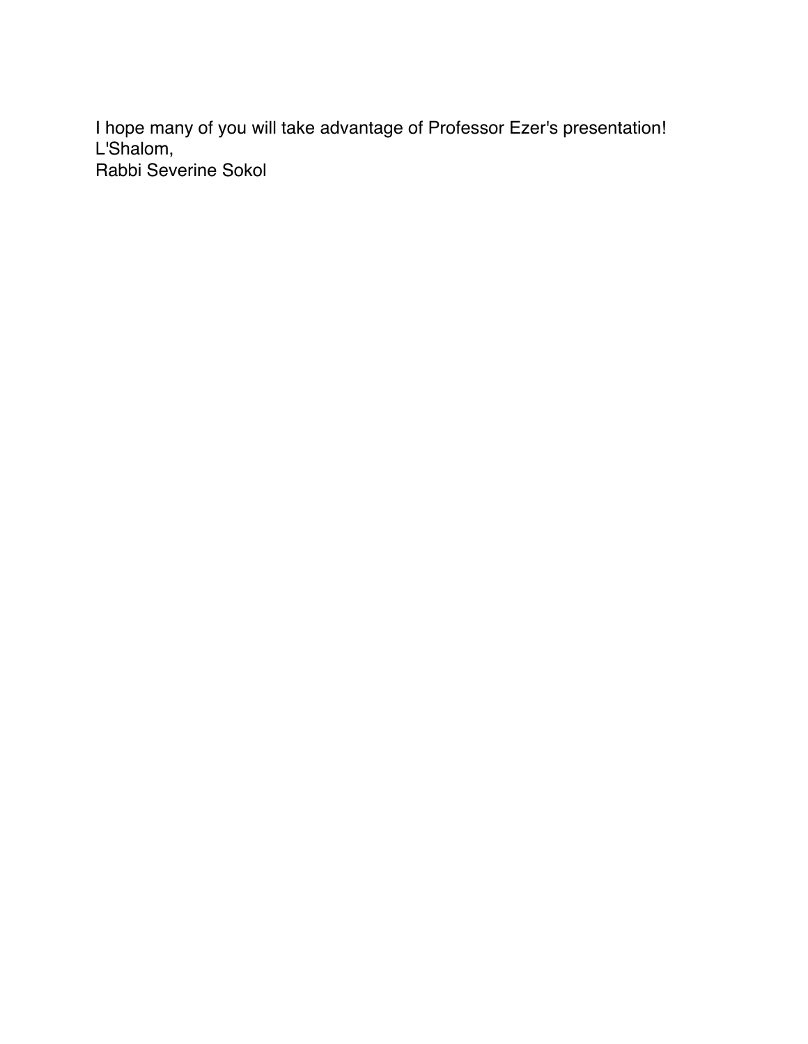I hope many of you will take advantage of Professor Ezer's presentation!
L'Shalom,
Rabbi Severine Sokol